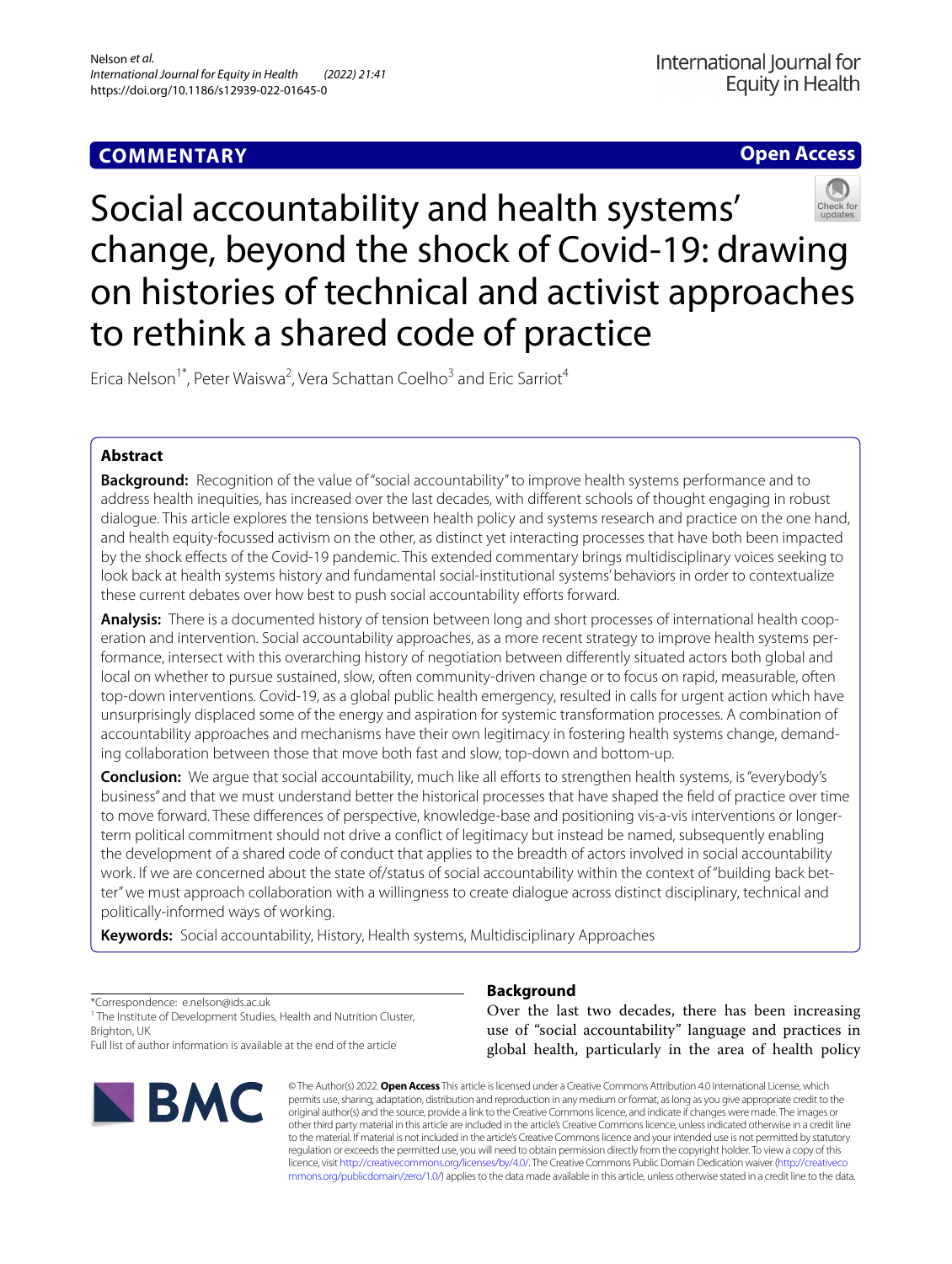**COMMENTARY**

**Open Access**

# Social accountability and health systems' change, beyond the shock of Covid-19: drawing on histories of technical and activist approaches to rethink a shared code of practice

Erica Nelson[1*], Peter Waiswa[2], Vera Schattan Coelho[3] and Eric Sarriot[4]

## Abstract

**Background:** Recognition of the value of "social accountability" to improve health systems performance and to address health inequities, has increased over the last decades, with different schools of thought engaging in robust dialogue. This article explores the tensions between health policy and systems research and practice on the one hand, and health equity-focussed activism on the other, as distinct yet interacting processes that have both been impacted by the shock effects of the Covid-19 pandemic. This extended commentary brings multidisciplinary voices seeking to look back at health systems history and fundamental social-institutional systems' behaviors in order to contextualize these current debates over how best to push social accountability efforts forward.

**Analysis:** There is a documented history of tension between long and short processes of international health cooperation and intervention. Social accountability approaches, as a more recent strategy to improve health systems performance, intersect with this overarching history of negotiation between differently situated actors both global and local on whether to pursue sustained, slow, often community-driven change or to focus on rapid, measurable, often top-down interventions. Covid-19, as a global public health emergency, resulted in calls for urgent action which have unsurprisingly displaced some of the energy and aspiration for systemic transformation processes. A combination of accountability approaches and mechanisms have their own legitimacy in fostering health systems change, demanding collaboration between those that move both fast and slow, top-down and bottom-up.

**Conclusion:** We argue that social accountability, much like all efforts to strengthen health systems, is "everybody's business" and that we must understand better the historical processes that have shaped the field of practice over time to move forward. These differences of perspective, knowledge-base and positioning vis-a-vis interventions or longer-term political commitment should not drive a conflict of legitimacy but instead be named, subsequently enabling the development of a shared code of conduct that applies to the breadth of actors involved in social accountability work. If we are concerned about the state of/status of social accountability within the context of "building back better" we must approach collaboration with a willingness to create dialogue across distinct disciplinary, technical and politically-informed ways of working.

**Keywords:** Social accountability, History, Health systems, Multidisciplinary Approaches

*Correspondence: e.nelson@ids.ac.uk

[1] The Institute of Development Studies, Health and Nutrition Cluster, Brighton, UK

Full list of author information is available at the end of the article

## Background

Over the last two decades, there has been increasing use of "social accountability" language and practices in global health, particularly in the area of health policy

© The Author(s) 2022. **Open Access** This article is licensed under a Creative Commons Attribution 4.0 International License, which permits use, sharing, adaptation, distribution and reproduction in any medium or format, as long as you give appropriate credit to the original author(s) and the source, provide a link to the Creative Commons licence, and indicate if changes were made. The images or other third party material in this article are included in the article's Creative Commons licence, unless indicated otherwise in a credit line to the material. If material is not included in the article's Creative Commons licence and your intended use is not permitted by statutory regulation or exceeds the permitted use, you will need to obtain permission directly from the copyright holder. To view a copy of this licence, visit http://creativecommons.org/licenses/by/4.0/. The Creative Commons Public Domain Dedication waiver (http://creativecommons.org/publicdomain/zero/1.0/) applies to the data made available in this article, unless otherwise stated in a credit line to the data.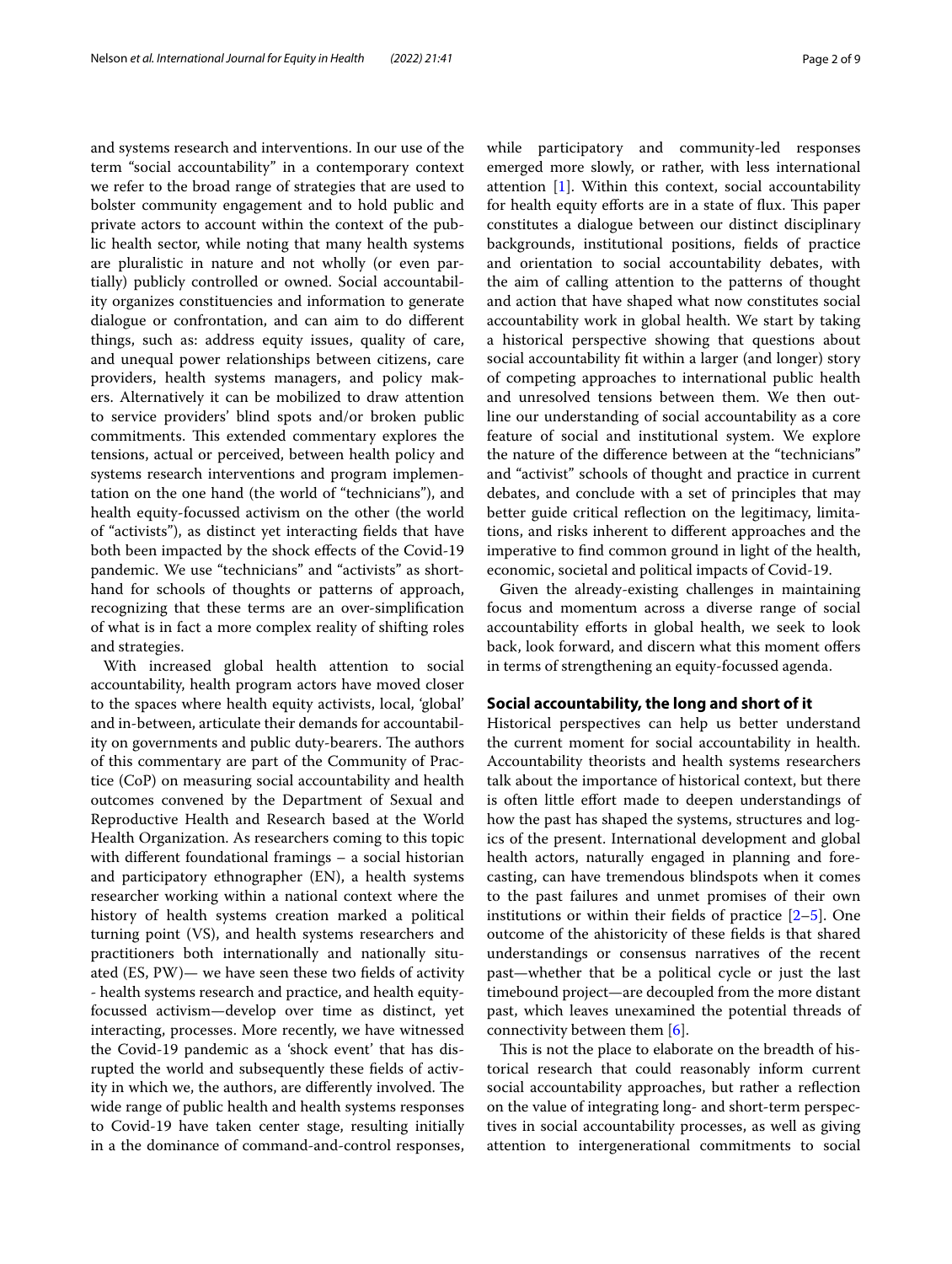and systems research and interventions. In our use of the term "social accountability" in a contemporary context we refer to the broad range of strategies that are used to bolster community engagement and to hold public and private actors to account within the context of the public health sector, while noting that many health systems are pluralistic in nature and not wholly (or even partially) publicly controlled or owned. Social accountability organizes constituencies and information to generate dialogue or confrontation, and can aim to do different things, such as: address equity issues, quality of care, and unequal power relationships between citizens, care providers, health systems managers, and policy makers. Alternatively it can be mobilized to draw attention to service providers' blind spots and/or broken public commitments. This extended commentary explores the tensions, actual or perceived, between health policy and systems research interventions and program implementation on the one hand (the world of "technicians"), and health equity-focussed activism on the other (the world of "activists"), as distinct yet interacting fields that have both been impacted by the shock effects of the Covid-19 pandemic. We use "technicians" and "activists" as shorthand for schools of thoughts or patterns of approach, recognizing that these terms are an over-simplification of what is in fact a more complex reality of shifting roles and strategies.

With increased global health attention to social accountability, health program actors have moved closer to the spaces where health equity activists, local, 'global' and in-between, articulate their demands for accountability on governments and public duty-bearers. The authors of this commentary are part of the Community of Practice (CoP) on measuring social accountability and health outcomes convened by the Department of Sexual and Reproductive Health and Research based at the World Health Organization. As researchers coming to this topic with different foundational framings – a social historian and participatory ethnographer (EN), a health systems researcher working within a national context where the history of health systems creation marked a political turning point (VS), and health systems researchers and practitioners both internationally and nationally situated (ES, PW)— we have seen these two fields of activity - health systems research and practice, and health equity-focussed activism—develop over time as distinct, yet interacting, processes. More recently, we have witnessed the Covid-19 pandemic as a 'shock event' that has disrupted the world and subsequently these fields of activity in which we, the authors, are differently involved. The wide range of public health and health systems responses to Covid-19 have taken center stage, resulting initially in a the dominance of command-and-control responses, while participatory and community-led responses emerged more slowly, or rather, with less international attention [1]. Within this context, social accountability for health equity efforts are in a state of flux. This paper constitutes a dialogue between our distinct disciplinary backgrounds, institutional positions, fields of practice and orientation to social accountability debates, with the aim of calling attention to the patterns of thought and action that have shaped what now constitutes social accountability work in global health. We start by taking a historical perspective showing that questions about social accountability fit within a larger (and longer) story of competing approaches to international public health and unresolved tensions between them. We then outline our understanding of social accountability as a core feature of social and institutional system. We explore the nature of the difference between at the "technicians" and "activist" schools of thought and practice in current debates, and conclude with a set of principles that may better guide critical reflection on the legitimacy, limitations, and risks inherent to different approaches and the imperative to find common ground in light of the health, economic, societal and political impacts of Covid-19.

Given the already-existing challenges in maintaining focus and momentum across a diverse range of social accountability efforts in global health, we seek to look back, look forward, and discern what this moment offers in terms of strengthening an equity-focussed agenda.

## Social accountability, the long and short of it

Historical perspectives can help us better understand the current moment for social accountability in health. Accountability theorists and health systems researchers talk about the importance of historical context, but there is often little effort made to deepen understandings of how the past has shaped the systems, structures and logics of the present. International development and global health actors, naturally engaged in planning and forecasting, can have tremendous blindspots when it comes to the past failures and unmet promises of their own institutions or within their fields of practice [2–5]. One outcome of the ahistoricity of these fields is that shared understandings or consensus narratives of the recent past—whether that be a political cycle or just the last timebound project—are decoupled from the more distant past, which leaves unexamined the potential threads of connectivity between them [6].

This is not the place to elaborate on the breadth of historical research that could reasonably inform current social accountability approaches, but rather a reflection on the value of integrating long- and short-term perspectives in social accountability processes, as well as giving attention to intergenerational commitments to social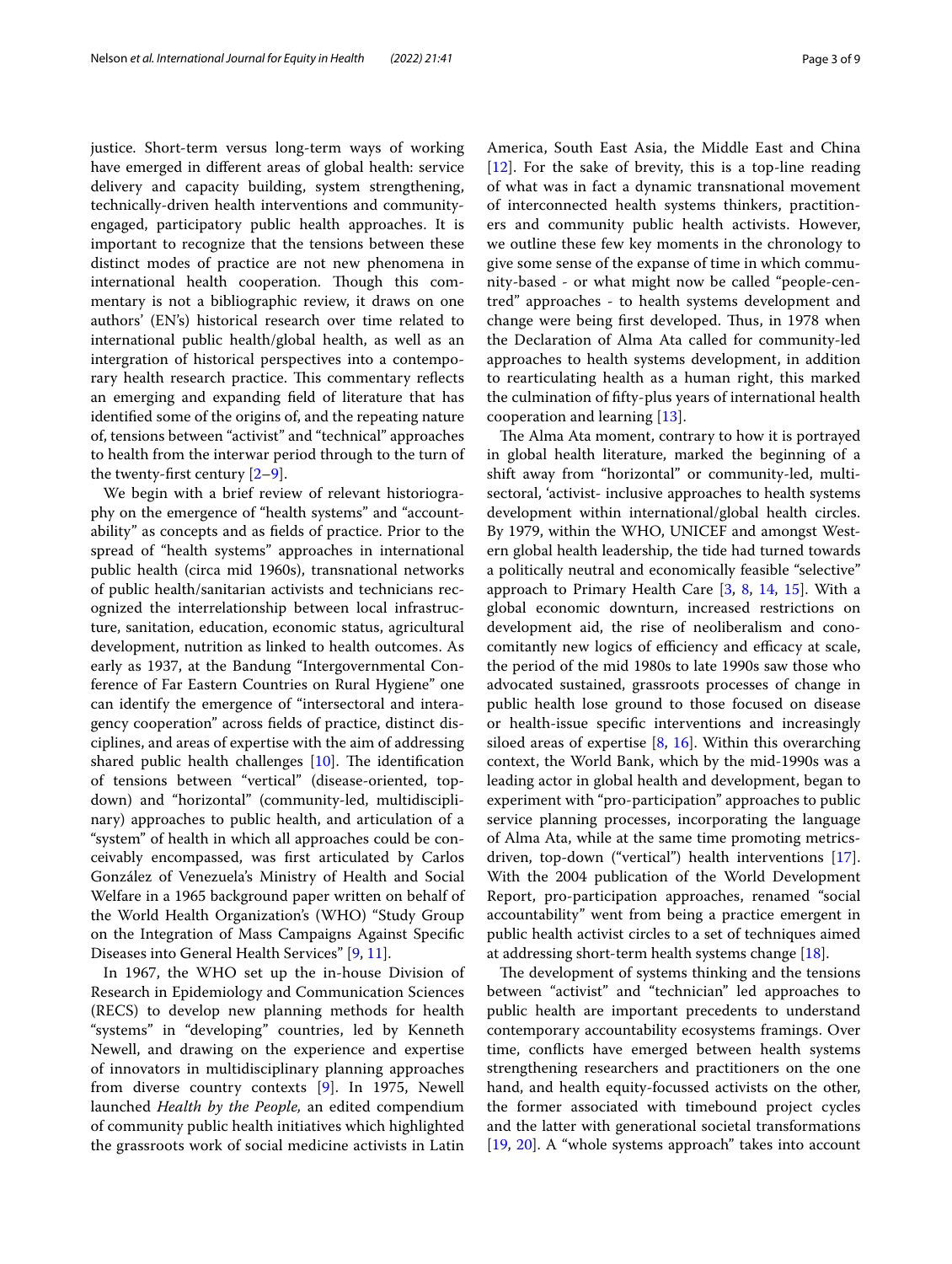justice. Short-term versus long-term ways of working have emerged in different areas of global health: service delivery and capacity building, system strengthening, technically-driven health interventions and community-engaged, participatory public health approaches. It is important to recognize that the tensions between these distinct modes of practice are not new phenomena in international health cooperation. Though this commentary is not a bibliographic review, it draws on one authors' (EN's) historical research over time related to international public health/global health, as well as an intergration of historical perspectives into a contemporary health research practice. This commentary reflects an emerging and expanding field of literature that has identified some of the origins of, and the repeating nature of, tensions between "activist" and "technical" approaches to health from the interwar period through to the turn of the twenty-first century [2–9].

We begin with a brief review of relevant historiography on the emergence of "health systems" and "accountability" as concepts and as fields of practice. Prior to the spread of "health systems" approaches in international public health (circa mid 1960s), transnational networks of public health/sanitarian activists and technicians recognized the interrelationship between local infrastructure, sanitation, education, economic status, agricultural development, nutrition as linked to health outcomes. As early as 1937, at the Bandung "Intergovernmental Conference of Far Eastern Countries on Rural Hygiene" one can identify the emergence of "intersectoral and interagency cooperation" across fields of practice, distinct disciplines, and areas of expertise with the aim of addressing shared public health challenges [10]. The identification of tensions between "vertical" (disease-oriented, top-down) and "horizontal" (community-led, multidisciplinary) approaches to public health, and articulation of a "system" of health in which all approaches could be conceivably encompassed, was first articulated by Carlos González of Venezuela's Ministry of Health and Social Welfare in a 1965 background paper written on behalf of the World Health Organization's (WHO) "Study Group on the Integration of Mass Campaigns Against Specific Diseases into General Health Services" [9, 11].

In 1967, the WHO set up the in-house Division of Research in Epidemiology and Communication Sciences (RECS) to develop new planning methods for health "systems" in "developing" countries, led by Kenneth Newell, and drawing on the experience and expertise of innovators in multidisciplinary planning approaches from diverse country contexts [9]. In 1975, Newell launched *Health by the People,* an edited compendium of community public health initiatives which highlighted the grassroots work of social medicine activists in Latin America, South East Asia, the Middle East and China [12]. For the sake of brevity, this is a top-line reading of what was in fact a dynamic transnational movement of interconnected health systems thinkers, practitioners and community public health activists. However, we outline these few key moments in the chronology to give some sense of the expanse of time in which community-based - or what might now be called "people-centred" approaches - to health systems development and change were being first developed. Thus, in 1978 when the Declaration of Alma Ata called for community-led approaches to health systems development, in addition to rearticulating health as a human right, this marked the culmination of fifty-plus years of international health cooperation and learning [13].

The Alma Ata moment, contrary to how it is portrayed in global health literature, marked the beginning of a shift away from "horizontal" or community-led, multisectoral, 'activist- inclusive approaches to health systems development within international/global health circles. By 1979, within the WHO, UNICEF and amongst Western global health leadership, the tide had turned towards a politically neutral and economically feasible "selective" approach to Primary Health Care [3, 8, 14, 15]. With a global economic downturn, increased restrictions on development aid, the rise of neoliberalism and conocomitantly new logics of efficiency and efficacy at scale, the period of the mid 1980s to late 1990s saw those who advocated sustained, grassroots processes of change in public health lose ground to those focused on disease or health-issue specific interventions and increasingly siloed areas of expertise [8, 16]. Within this overarching context, the World Bank, which by the mid-1990s was a leading actor in global health and development, began to experiment with "pro-participation" approaches to public service planning processes, incorporating the language of Alma Ata, while at the same time promoting metrics-driven, top-down ("vertical") health interventions [17]. With the 2004 publication of the World Development Report, pro-participation approaches, renamed "social accountability" went from being a practice emergent in public health activist circles to a set of techniques aimed at addressing short-term health systems change [18].

The development of systems thinking and the tensions between "activist" and "technician" led approaches to public health are important precedents to understand contemporary accountability ecosystems framings. Over time, conflicts have emerged between health systems strengthening researchers and practitioners on the one hand, and health equity-focussed activists on the other, the former associated with timebound project cycles and the latter with generational societal transformations [19, 20]. A "whole systems approach" takes into account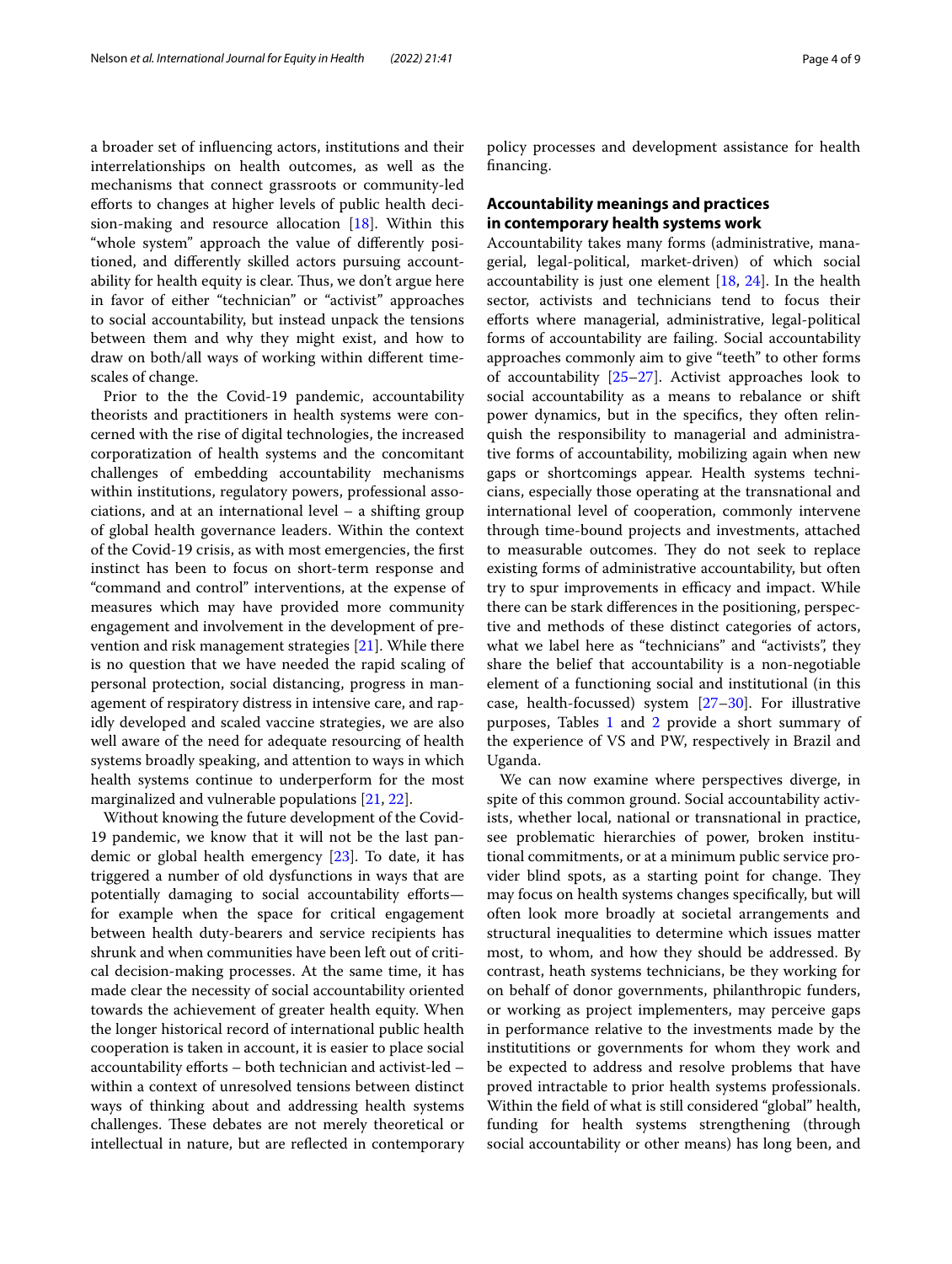a broader set of influencing actors, institutions and their interrelationships on health outcomes, as well as the mechanisms that connect grassroots or community-led efforts to changes at higher levels of public health decision-making and resource allocation [18]. Within this "whole system" approach the value of differently positioned, and differently skilled actors pursuing accountability for health equity is clear. Thus, we don't argue here in favor of either "technician" or "activist" approaches to social accountability, but instead unpack the tensions between them and why they might exist, and how to draw on both/all ways of working within different timescales of change.

Prior to the the Covid-19 pandemic, accountability theorists and practitioners in health systems were concerned with the rise of digital technologies, the increased corporatization of health systems and the concomitant challenges of embedding accountability mechanisms within institutions, regulatory powers, professional associations, and at an international level – a shifting group of global health governance leaders. Within the context of the Covid-19 crisis, as with most emergencies, the first instinct has been to focus on short-term response and "command and control" interventions, at the expense of measures which may have provided more community engagement and involvement in the development of prevention and risk management strategies [21]. While there is no question that we have needed the rapid scaling of personal protection, social distancing, progress in management of respiratory distress in intensive care, and rapidly developed and scaled vaccine strategies, we are also well aware of the need for adequate resourcing of health systems broadly speaking, and attention to ways in which health systems continue to underperform for the most marginalized and vulnerable populations [21, 22].

Without knowing the future development of the Covid-19 pandemic, we know that it will not be the last pandemic or global health emergency [23]. To date, it has triggered a number of old dysfunctions in ways that are potentially damaging to social accountability efforts—for example when the space for critical engagement between health duty-bearers and service recipients has shrunk and when communities have been left out of critical decision-making processes. At the same time, it has made clear the necessity of social accountability oriented towards the achievement of greater health equity. When the longer historical record of international public health cooperation is taken in account, it is easier to place social accountability efforts – both technician and activist-led – within a context of unresolved tensions between distinct ways of thinking about and addressing health systems challenges. These debates are not merely theoretical or intellectual in nature, but are reflected in contemporary policy processes and development assistance for health financing.

## Accountability meanings and practices in contemporary health systems work

Accountability takes many forms (administrative, managerial, legal-political, market-driven) of which social accountability is just one element [18, 24]. In the health sector, activists and technicians tend to focus their efforts where managerial, administrative, legal-political forms of accountability are failing. Social accountability approaches commonly aim to give "teeth" to other forms of accountability [25–27]. Activist approaches look to social accountability as a means to rebalance or shift power dynamics, but in the specifics, they often relinquish the responsibility to managerial and administrative forms of accountability, mobilizing again when new gaps or shortcomings appear. Health systems technicians, especially those operating at the transnational and international level of cooperation, commonly intervene through time-bound projects and investments, attached to measurable outcomes. They do not seek to replace existing forms of administrative accountability, but often try to spur improvements in efficacy and impact. While there can be stark differences in the positioning, perspective and methods of these distinct categories of actors, what we label here as "technicians" and "activists", they share the belief that accountability is a non-negotiable element of a functioning social and institutional (in this case, health-focussed) system [27–30]. For illustrative purposes, Tables 1 and 2 provide a short summary of the experience of VS and PW, respectively in Brazil and Uganda.

We can now examine where perspectives diverge, in spite of this common ground. Social accountability activists, whether local, national or transnational in practice, see problematic hierarchies of power, broken institutional commitments, or at a minimum public service provider blind spots, as a starting point for change. They may focus on health systems changes specifically, but will often look more broadly at societal arrangements and structural inequalities to determine which issues matter most, to whom, and how they should be addressed. By contrast, heath systems technicians, be they working for on behalf of donor governments, philanthropic funders, or working as project implementers, may perceive gaps in performance relative to the investments made by the instititutions or governments for whom they work and be expected to address and resolve problems that have proved intractable to prior health systems professionals. Within the field of what is still considered "global" health, funding for health systems strengthening (through social accountability or other means) has long been, and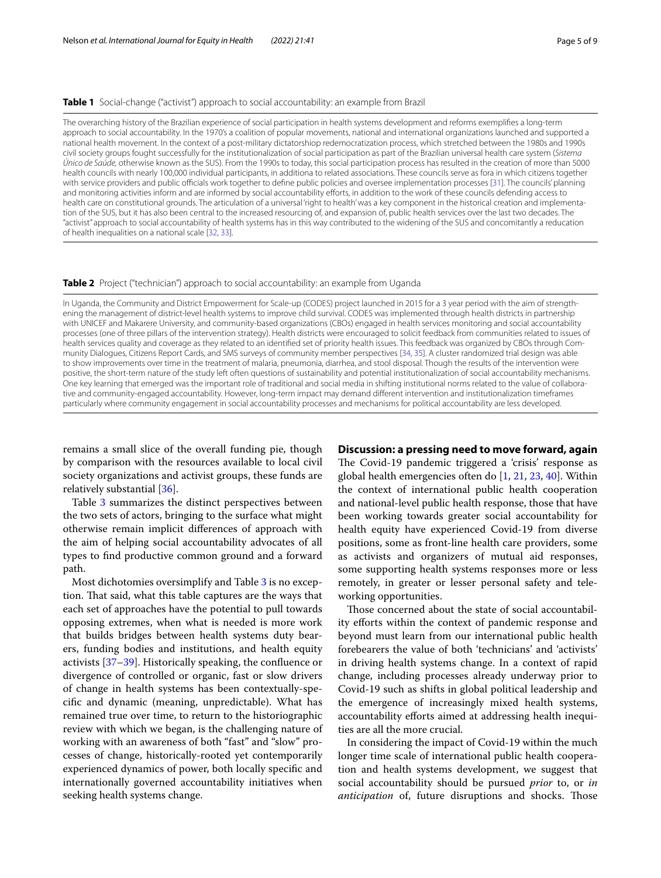**Table 1** Social-change ("activist") approach to social accountability: an example from Brazil

| |
|---|
| The overarching history of the Brazilian experience of social participation in health systems development and reforms exemplifies a long-term approach to social accountability. In the 1970's a coalition of popular movements, national and international organizations launched and supported a national health movement. In the context of a post-military dictatorshiop redemocratization process, which stretched between the 1980s and 1990s civil society groups fought successfully for the institutionalization of social participation as part of the Brazilian universal health care system (*Sistema Único de Saúde,* otherwise known as the SUS). From the 1990s to today, this social participation process has resulted in the creation of more than 5000 health councils with nearly 100,000 individual participants, in additiona to related associations. These councils serve as fora in which citizens together with service providers and public officials work together to define public policies and oversee implementation processes [31]. The councils' planning and monitoring activities inform and are informed by social accountability efforts, in addition to the work of these councils defending access to health care on constitutional grounds. The articulation of a universal 'right to health' was a key component in the historical creation and implementation of the SUS, but it has also been central to the increased resourcing of, and expansion of, public health services over the last two decades. The "activist" approach to social accountability of health systems has in this way contributed to the widening of the SUS and concomitantly a reducation of health inequalities on a national scale [32, 33]. |

**Table 2** Project ("technician") approach to social accountability: an example from Uganda

| |
|---|
| In Uganda, the Community and District Empowerment for Scale-up (CODES) project launched in 2015 for a 3 year period with the aim of strengthening the management of district-level health systems to improve child survival. CODES was implemented through health districts in partnership with UNICEF and Makarere University, and community-based organizations (CBOs) engaged in health services monitoring and social accountability processes (one of three pillars of the intervention strategy). Health districts were encouraged to solicit feedback from communities related to issues of health services quality and coverage as they related to an identified set of priority health issues. This feedback was organized by CBOs through Community Dialogues, Citizens Report Cards, and SMS surveys of community member perspectives [34, 35]. A cluster randomized trial design was able to show improvements over time in the treatment of malaria, pneumonia, diarrhea, and stool disposal. Though the results of the intervention were positive, the short-term nature of the study left often questions of sustainability and potential institutionalization of social accountability mechanisms. One key learning that emerged was the important role of traditional and social media in shifting institutional norms related to the value of collaborative and community-engaged accountability. However, long-term impact may demand different intervention and institutionalization timeframes particularly where community engagement in social accountability processes and mechanisms for political accountability are less developed. |

remains a small slice of the overall funding pie, though by comparison with the resources available to local civil society organizations and activist groups, these funds are relatively substantial [36].

Table 3 summarizes the distinct perspectives between the two sets of actors, bringing to the surface what might otherwise remain implicit differences of approach with the aim of helping social accountability advocates of all types to find productive common ground and a forward path.

Most dichotomies oversimplify and Table 3 is no exception. That said, what this table captures are the ways that each set of approaches have the potential to pull towards opposing extremes, when what is needed is more work that builds bridges between health systems duty bearers, funding bodies and institutions, and health equity activists [37–39]. Historically speaking, the confluence or divergence of controlled or organic, fast or slow drivers of change in health systems has been contextually-specific and dynamic (meaning, unpredictable). What has remained true over time, to return to the historiographic review with which we began, is the challenging nature of working with an awareness of both "fast" and "slow" processes of change, historically-rooted yet contemporarily experienced dynamics of power, both locally specific and internationally governed accountability initiatives when seeking health systems change.

## Discussion: a pressing need to move forward, again

The Covid-19 pandemic triggered a 'crisis' response as global health emergencies often do [1, 21, 23, 40]. Within the context of international public health cooperation and national-level public health response, those that have been working towards greater social accountability for health equity have experienced Covid-19 from diverse positions, some as front-line health care providers, some as activists and organizers of mutual aid responses, some supporting health systems responses more or less remotely, in greater or lesser personal safety and teleworking opportunities.

Those concerned about the state of social accountability efforts within the context of pandemic response and beyond must learn from our international public health forebearers the value of both 'technicians' and 'activists' in driving health systems change. In a context of rapid change, including processes already underway prior to Covid-19 such as shifts in global political leadership and the emergence of increasingly mixed health systems, accountability efforts aimed at addressing health inequities are all the more crucial.

In considering the impact of Covid-19 within the much longer time scale of international public health cooperation and health systems development, we suggest that social accountability should be pursued *prior* to, or *in anticipation* of, future disruptions and shocks. Those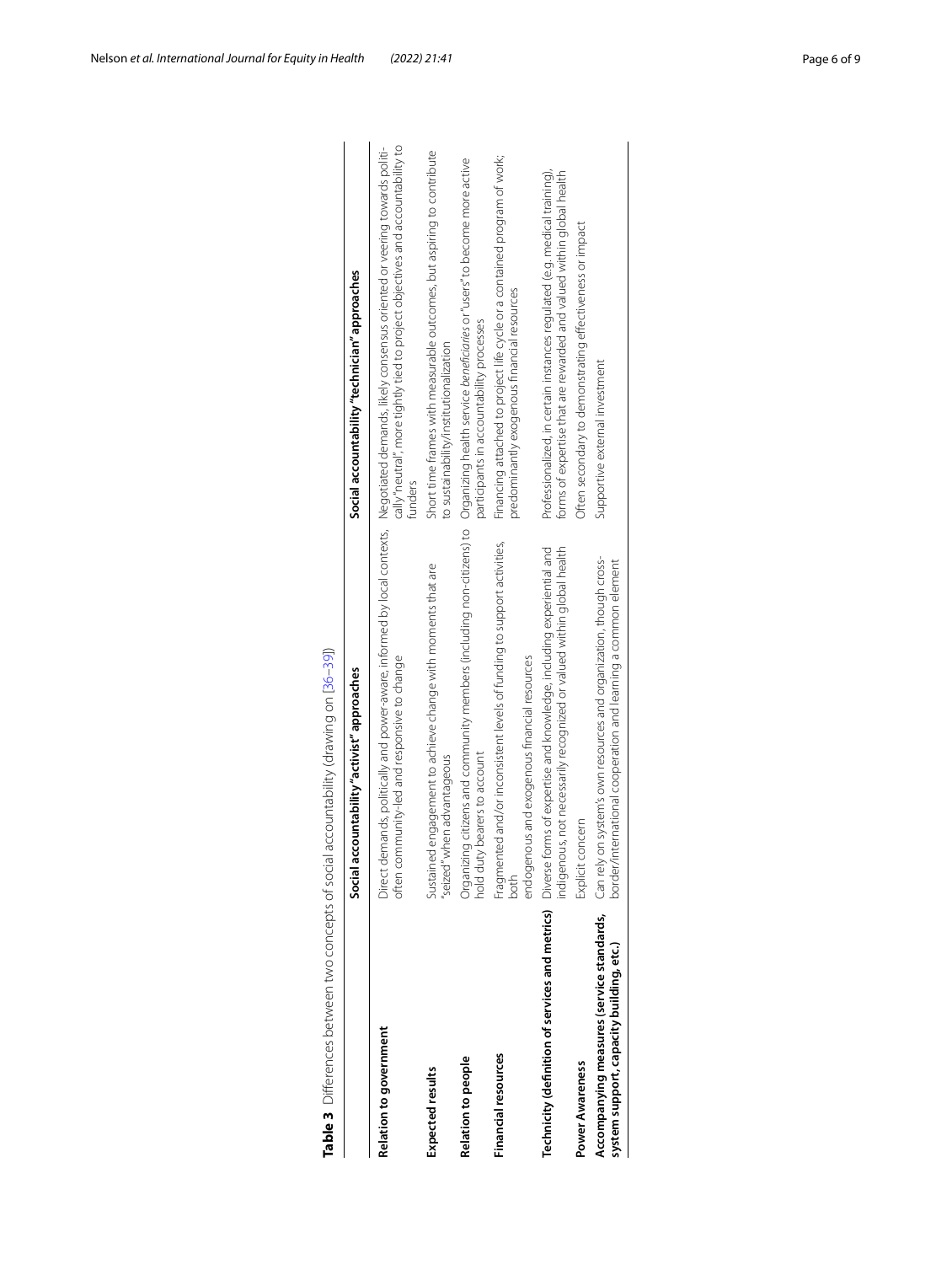**Table 3** Differences between two concepts of social accountability (drawing on [36–39])

| | Social accountability "activist" approaches | Social accountability "technician" approaches |
|---|---|---|
| **Relation to government** | Direct demands, politically and power-aware, informed by local contexts, often community-led and responsive to change | Negotiated demands, likely consensus oriented or veering towards politically "neutral", more tightly tied to project objectives and accountability to funders |
| **Expected results** | Sustained engagement to achieve change with moments that are "seized" when advantageous | Short time frames with measurable outcomes, but aspiring to contribute to sustainability/institutionalization |
| **Relation to people** | Organizing citizens and community members (including non-citizens) to hold duty bearers to account | Organizing health service *beneficiaries* or "users" to become more active participants in accountability processes |
| **Financial resources** | Fragmented and/or inconsistent levels of funding to support activities, both endogenous and exogenous financial resources | Financing attached to project life cycle or a contained program of work; predominantly exogenous financial resources |
| **Technicity (definition of services and metrics)** | Diverse forms of expertise and knowledge, including experiential and indigenous, not necessarily recognized or valued within global health | Professionalized, in certain instances regulated (e.g. medical training), forms of expertise that are rewarded and valued within global health |
| **Power Awareness** | Explicit concern | Often secondary to demonstrating effectiveness or impact |
| **Accompanying measures (service standards, system support, capacity building, etc.)** | Can rely on system's own resources and organization, though cross-border/international cooperation and learning a common element | Supportive external investment |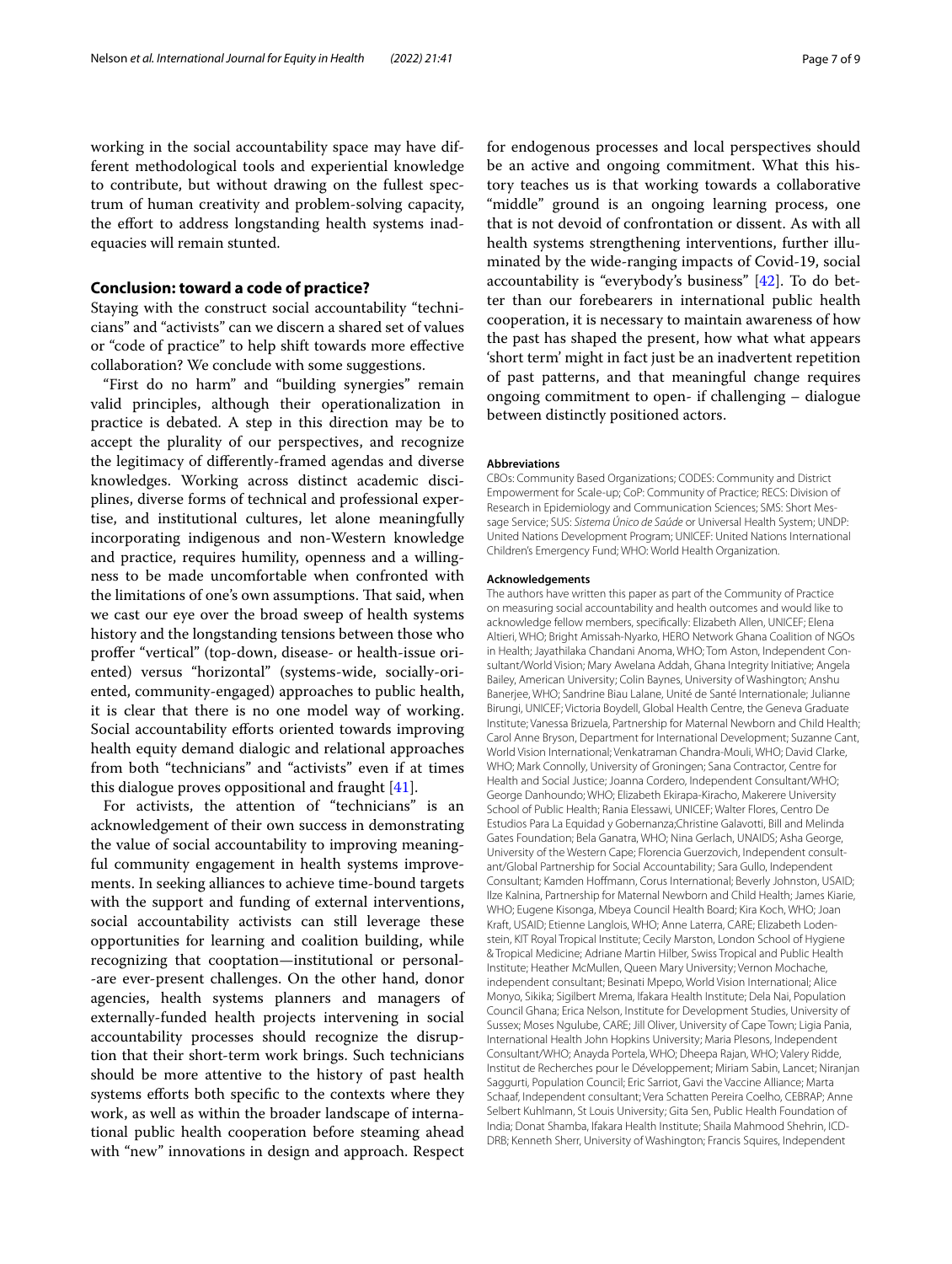working in the social accountability space may have different methodological tools and experiential knowledge to contribute, but without drawing on the fullest spectrum of human creativity and problem-solving capacity, the effort to address longstanding health systems inadequacies will remain stunted.

## Conclusion: toward a code of practice?

Staying with the construct social accountability "technicians" and "activists" can we discern a shared set of values or "code of practice" to help shift towards more effective collaboration? We conclude with some suggestions.

"First do no harm" and "building synergies" remain valid principles, although their operationalization in practice is debated. A step in this direction may be to accept the plurality of our perspectives, and recognize the legitimacy of differently-framed agendas and diverse knowledges. Working across distinct academic disciplines, diverse forms of technical and professional expertise, and institutional cultures, let alone meaningfully incorporating indigenous and non-Western knowledge and practice, requires humility, openness and a willingness to be made uncomfortable when confronted with the limitations of one's own assumptions. That said, when we cast our eye over the broad sweep of health systems history and the longstanding tensions between those who proffer "vertical" (top-down, disease- or health-issue oriented) versus "horizontal" (systems-wide, socially-oriented, community-engaged) approaches to public health, it is clear that there is no one model way of working. Social accountability efforts oriented towards improving health equity demand dialogic and relational approaches from both "technicians" and "activists" even if at times this dialogue proves oppositional and fraught [41].

For activists, the attention of "technicians" is an acknowledgement of their own success in demonstrating the value of social accountability to improving meaningful community engagement in health systems improvements. In seeking alliances to achieve time-bound targets with the support and funding of external interventions, social accountability activists can still leverage these opportunities for learning and coalition building, while recognizing that cooptation—institutional or personal--are ever-present challenges. On the other hand, donor agencies, health systems planners and managers of externally-funded health projects intervening in social accountability processes should recognize the disruption that their short-term work brings. Such technicians should be more attentive to the history of past health systems efforts both specific to the contexts where they work, as well as within the broader landscape of international public health cooperation before steaming ahead with "new" innovations in design and approach. Respect for endogenous processes and local perspectives should be an active and ongoing commitment. What this history teaches us is that working towards a collaborative "middle" ground is an ongoing learning process, one that is not devoid of confrontation or dissent. As with all health systems strengthening interventions, further illuminated by the wide-ranging impacts of Covid-19, social accountability is "everybody's business" [42]. To do better than our forebearers in international public health cooperation, it is necessary to maintain awareness of how the past has shaped the present, how what what appears 'short term' might in fact just be an inadvertent repetition of past patterns, and that meaningful change requires ongoing commitment to open- if challenging – dialogue between distinctly positioned actors.

#### Abbreviations

CBOs: Community Based Organizations; CODES: Community and District Empowerment for Scale-up; CoP: Community of Practice; RECS: Division of Research in Epidemiology and Communication Sciences; SMS: Short Message Service; SUS: *Sistema Único de Saúde* or Universal Health System; UNDP: United Nations Development Program; UNICEF: United Nations International Children's Emergency Fund; WHO: World Health Organization.

#### Acknowledgements

The authors have written this paper as part of the Community of Practice on measuring social accountability and health outcomes and would like to acknowledge fellow members, specifically: Elizabeth Allen, UNICEF; Elena Altieri, WHO; Bright Amissah-Nyarko, HERO Network Ghana Coalition of NGOs in Health; Jayathilaka Chandani Anoma, WHO; Tom Aston, Independent Consultant/World Vision; Mary Awelana Addah, Ghana Integrity Initiative; Angela Bailey, American University; Colin Baynes, University of Washington; Anshu Banerjee, WHO; Sandrine Biau Lalane, Unité de Santé Internationale; Julianne Birungi, UNICEF; Victoria Boydell, Global Health Centre, the Geneva Graduate Institute; Vanessa Brizuela, Partnership for Maternal Newborn and Child Health; Carol Anne Bryson, Department for International Development; Suzanne Cant, World Vision International; Venkatraman Chandra-Mouli, WHO; David Clarke, WHO; Mark Connolly, University of Groningen; Sana Contractor, Centre for Health and Social Justice; Joanna Cordero, Independent Consultant/WHO; George Danhoundo; WHO; Elizabeth Ekirapa-Kiracho, Makerere University School of Public Health; Rania Elessawi, UNICEF; Walter Flores, Centro De Estudios Para La Equidad y Gobernanza;Christine Galavotti, Bill and Melinda Gates Foundation; Bela Ganatra, WHO; Nina Gerlach, UNAIDS; Asha George, University of the Western Cape; Florencia Guerzovich, Independent consultant/Global Partnership for Social Accountability; Sara Gullo, Independent Consultant; Kamden Hoffmann, Corus International; Beverly Johnston, USAID; Ilze Kalnina, Partnership for Maternal Newborn and Child Health; James Kiarie, WHO; Eugene Kisonga, Mbeya Council Health Board; Kira Koch, WHO; Joan Kraft, USAID; Etienne Langlois, WHO; Anne Laterra, CARE; Elizabeth Lodenstein, KIT Royal Tropical Institute; Cecily Marston, London School of Hygiene & Tropical Medicine; Adriane Martin Hilber, Swiss Tropical and Public Health Institute; Heather McMullen, Queen Mary University; Vernon Mochache, independent consultant; Besinati Mpepo, World Vision International; Alice Monyo, Sikika; Sigilbert Mrema, Ifakara Health Institute; Dela Nai, Population Council Ghana; Erica Nelson, Institute for Development Studies, University of Sussex; Moses Ngulube, CARE; Jill Oliver, University of Cape Town; Ligia Pania, International Health John Hopkins University; Maria Plesons, Independent Consultant/WHO; Anayda Portela, WHO; Dheepa Rajan, WHO; Valery Ridde, Institut de Recherches pour le Développement; Miriam Sabin, Lancet; Niranjan Saggurti, Population Council; Eric Sarriot, Gavi the Vaccine Alliance; Marta Schaaf, Independent consultant; Vera Schatten Pereira Coelho, CEBRAP; Anne Selbert Kuhlmann, St Louis University; Gita Sen, Public Health Foundation of India; Donat Shamba, Ifakara Health Institute; Shaila Mahmood Shehrin, ICDDRB; Kenneth Sherr, University of Washington; Francis Squires, Independent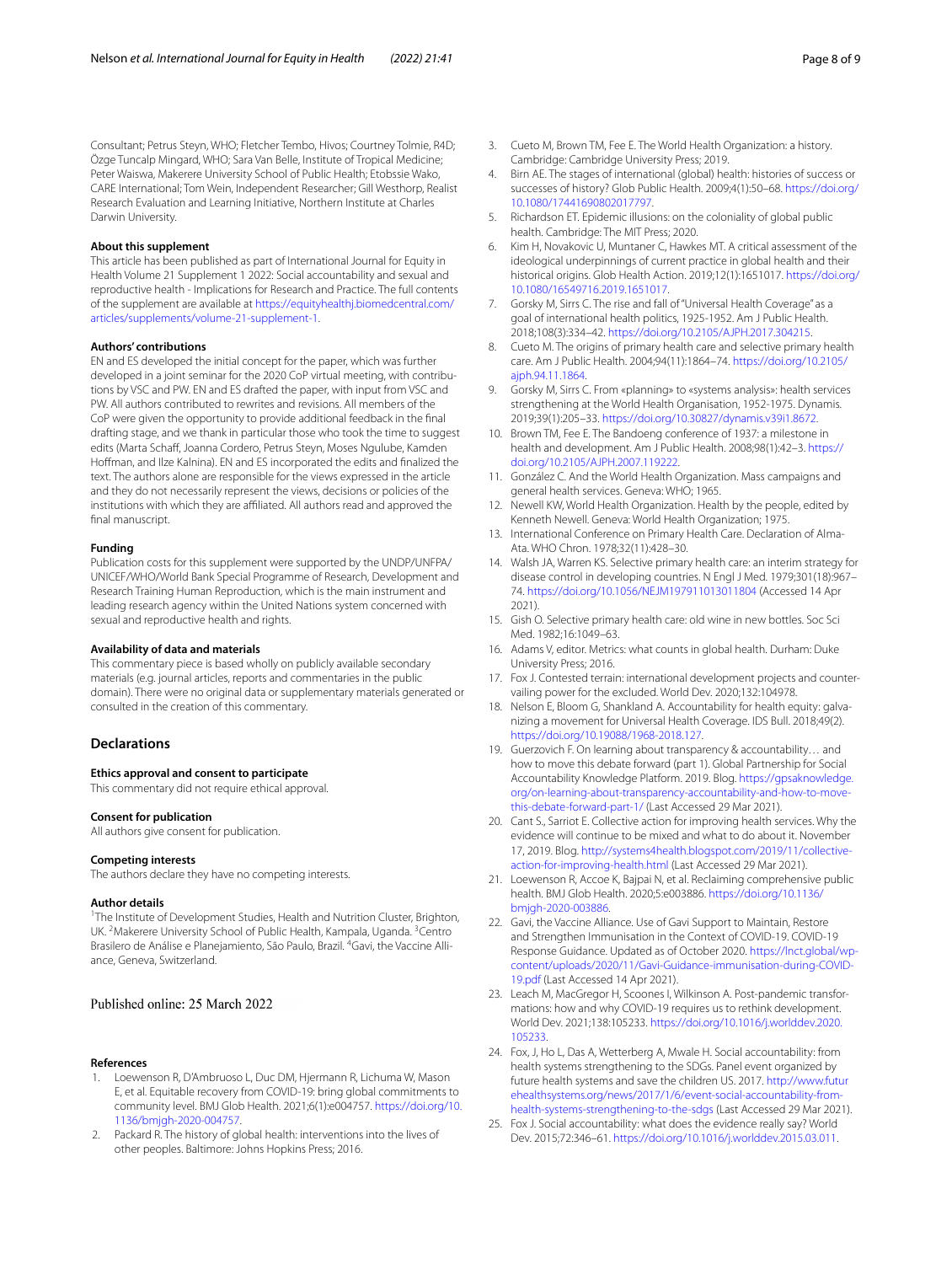Consultant; Petrus Steyn, WHO; Fletcher Tembo, Hivos; Courtney Tolmie, R4D; Özge Tuncalp Mingard, WHO; Sara Van Belle, Institute of Tropical Medicine; Peter Waiswa, Makerere University School of Public Health; Etobssie Wako, CARE International; Tom Wein, Independent Researcher; Gill Westhorp, Realist Research Evaluation and Learning Initiative, Northern Institute at Charles Darwin University.

### About this supplement

This article has been published as part of International Journal for Equity in Health Volume 21 Supplement 1 2022: Social accountability and sexual and reproductive health - Implications for Research and Practice. The full contents of the supplement are available at https://equityhealthj.biomedcentral.com/articles/supplements/volume-21-supplement-1.

### Authors' contributions

EN and ES developed the initial concept for the paper, which was further developed in a joint seminar for the 2020 CoP virtual meeting, with contributions by VSC and PW. EN and ES drafted the paper, with input from VSC and PW. All authors contributed to rewrites and revisions. All members of the CoP were given the opportunity to provide additional feedback in the final drafting stage, and we thank in particular those who took the time to suggest edits (Marta Schaff, Joanna Cordero, Petrus Steyn, Moses Ngulube, Kamden Hoffman, and Ilze Kalnina). EN and ES incorporated the edits and finalized the text. The authors alone are responsible for the views expressed in the article and they do not necessarily represent the views, decisions or policies of the institutions with which they are affiliated. All authors read and approved the final manuscript.

### Funding

Publication costs for this supplement were supported by the UNDP/UNFPA/UNICEF/WHO/World Bank Special Programme of Research, Development and Research Training Human Reproduction, which is the main instrument and leading research agency within the United Nations system concerned with sexual and reproductive health and rights.

### Availability of data and materials

This commentary piece is based wholly on publicly available secondary materials (e.g. journal articles, reports and commentaries in the public domain). There were no original data or supplementary materials generated or consulted in the creation of this commentary.

## Declarations

### Ethics approval and consent to participate

This commentary did not require ethical approval.

### Consent for publication

All authors give consent for publication.

### Competing interests

The authors declare they have no competing interests.

### Author details

[1]The Institute of Development Studies, Health and Nutrition Cluster, Brighton, UK. [2]Makerere University School of Public Health, Kampala, Uganda. [3]Centro Brasilero de Análise e Planejamiento, São Paulo, Brazil. [4]Gavi, the Vaccine Alliance, Geneva, Switzerland.

Published online: 25 March 2022

### References

1. Loewenson R, D'Ambruoso L, Duc DM, Hjermann R, Lichuma W, Mason E, et al. Equitable recovery from COVID-19: bring global commitments to community level. BMJ Glob Health. 2021;6(1):e004757. https://doi.org/10.1136/bmjgh-2020-004757.
2. Packard R. The history of global health: interventions into the lives of other peoples. Baltimore: Johns Hopkins Press; 2016.
3. Cueto M, Brown TM, Fee E. The World Health Organization: a history. Cambridge: Cambridge University Press; 2019.
4. Birn AE. The stages of international (global) health: histories of success or successes of history? Glob Public Health. 2009;4(1):50–68. https://doi.org/10.1080/17441690802017797.
5. Richardson ET. Epidemic illusions: on the coloniality of global public health. Cambridge: The MIT Press; 2020.
6. Kim H, Novakovic U, Muntaner C, Hawkes MT. A critical assessment of the ideological underpinnings of current practice in global health and their historical origins. Glob Health Action. 2019;12(1):1651017. https://doi.org/10.1080/16549716.2019.1651017.
7. Gorsky M, Sirrs C. The rise and fall of "Universal Health Coverage" as a goal of international health politics, 1925-1952. Am J Public Health. 2018;108(3):334–42. https://doi.org/10.2105/AJPH.2017.304215.
8. Cueto M. The origins of primary health care and selective primary health care. Am J Public Health. 2004;94(11):1864–74. https://doi.org/10.2105/ajph.94.11.1864.
9. Gorsky M, Sirrs C. From «planning» to «systems analysis»: health services strengthening at the World Health Organisation, 1952-1975. Dynamis. 2019;39(1):205–33. https://doi.org/10.30827/dynamis.v39i1.8672.
10. Brown TM, Fee E. The Bandoeng conference of 1937: a milestone in health and development. Am J Public Health. 2008;98(1):42–3. https://doi.org/10.2105/AJPH.2007.119222.
11. González C. And the World Health Organization. Mass campaigns and general health services. Geneva: WHO; 1965.
12. Newell KW, World Health Organization. Health by the people, edited by Kenneth Newell. Geneva: World Health Organization; 1975.
13. International Conference on Primary Health Care. Declaration of Alma-Ata. WHO Chron. 1978;32(11):428–30.
14. Walsh JA, Warren KS. Selective primary health care: an interim strategy for disease control in developing countries. N Engl J Med. 1979;301(18):967–74. https://doi.org/10.1056/NEJM197911013011804 (Accessed 14 Apr 2021).
15. Gish O. Selective primary health care: old wine in new bottles. Soc Sci Med. 1982;16:1049–63.
16. Adams V, editor. Metrics: what counts in global health. Durham: Duke University Press; 2016.
17. Fox J. Contested terrain: international development projects and countervailing power for the excluded. World Dev. 2020;132:104978.
18. Nelson E, Bloom G, Shankland A. Accountability for health equity: galvanizing a movement for Universal Health Coverage. IDS Bull. 2018;49(2). https://doi.org/10.19088/1968-2018.127.
19. Guerzovich F. On learning about transparency & accountability… and how to move this debate forward (part 1). Global Partnership for Social Accountability Knowledge Platform. 2019. Blog. https://gpsaknowledge.org/on-learning-about-transparency-accountability-and-how-to-move-this-debate-forward-part-1/ (Last Accessed 29 Mar 2021).
20. Cant S., Sarriot E. Collective action for improving health services. Why the evidence will continue to be mixed and what to do about it. November 17, 2019. Blog. http://systems4health.blogspot.com/2019/11/collective-action-for-improving-health.html (Last Accessed 29 Mar 2021).
21. Loewenson R, Accoe K, Bajpai N, et al. Reclaiming comprehensive public health. BMJ Glob Health. 2020;5:e003886. https://doi.org/10.1136/bmjgh-2020-003886.
22. Gavi, the Vaccine Alliance. Use of Gavi Support to Maintain, Restore and Strengthen Immunisation in the Context of COVID-19. COVID-19 Response Guidance. Updated as of October 2020. https://lnct.global/wp-content/uploads/2020/11/Gavi-Guidance-immunisation-during-COVID-19.pdf (Last Accessed 14 Apr 2021).
23. Leach M, MacGregor H, Scoones I, Wilkinson A. Post-pandemic transformations: how and why COVID-19 requires us to rethink development. World Dev. 2021;138:105233. https://doi.org/10.1016/j.worlddev.2020.105233.
24. Fox, J, Ho L, Das A, Wetterberg A, Mwale H. Social accountability: from health systems strengthening to the SDGs. Panel event organized by future health systems and save the children US. 2017. http://www.futurehealthsystems.org/news/2017/1/6/event-social-accountability-from-health-systems-strengthening-to-the-sdgs (Last Accessed 29 Mar 2021).
25. Fox J. Social accountability: what does the evidence really say? World Dev. 2015;72:346–61. https://doi.org/10.1016/j.worlddev.2015.03.011.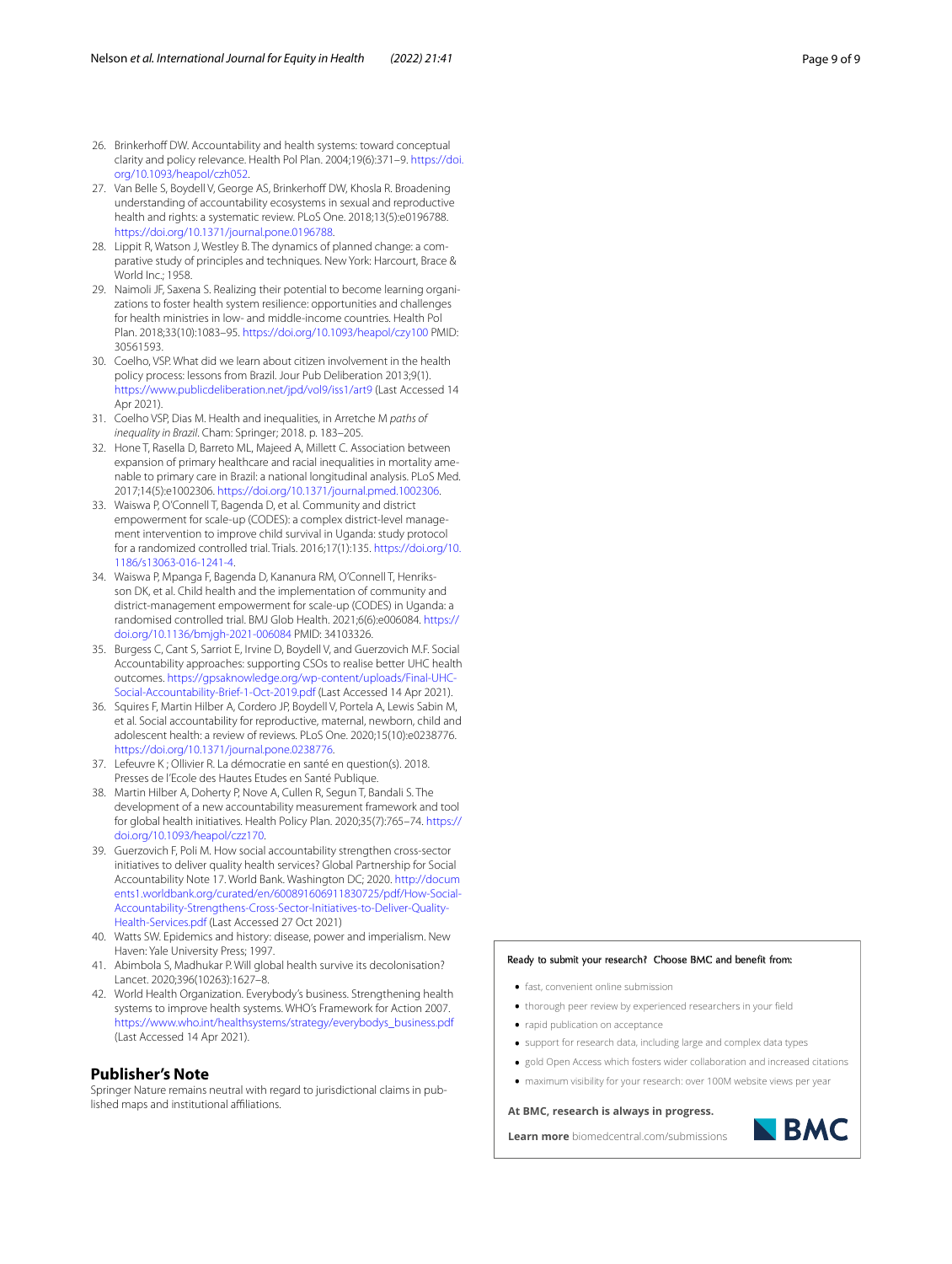26. Brinkerhoff DW. Accountability and health systems: toward conceptual clarity and policy relevance. Health Pol Plan. 2004;19(6):371–9. https://doi.org/10.1093/heapol/czh052.
27. Van Belle S, Boydell V, George AS, Brinkerhoff DW, Khosla R. Broadening understanding of accountability ecosystems in sexual and reproductive health and rights: a systematic review. PLoS One. 2018;13(5):e0196788. https://doi.org/10.1371/journal.pone.0196788.
28. Lippit R, Watson J, Westley B. The dynamics of planned change: a comparative study of principles and techniques. New York: Harcourt, Brace & World Inc.; 1958.
29. Naimoli JF, Saxena S. Realizing their potential to become learning organizations to foster health system resilience: opportunities and challenges for health ministries in low- and middle-income countries. Health Pol Plan. 2018;33(10):1083–95. https://doi.org/10.1093/heapol/czy100 PMID: 30561593.
30. Coelho, VSP. What did we learn about citizen involvement in the health policy process: lessons from Brazil. Jour Pub Deliberation 2013;9(1). https://www.publicdeliberation.net/jpd/vol9/iss1/art9 (Last Accessed 14 Apr 2021).
31. Coelho VSP, Dias M. Health and inequalities, in Arretche M *paths of inequality in Brazil*. Cham: Springer; 2018. p. 183–205.
32. Hone T, Rasella D, Barreto ML, Majeed A, Millett C. Association between expansion of primary healthcare and racial inequalities in mortality amenable to primary care in Brazil: a national longitudinal analysis. PLoS Med. 2017;14(5):e1002306. https://doi.org/10.1371/journal.pmed.1002306.
33. Waiswa P, O'Connell T, Bagenda D, et al. Community and district empowerment for scale-up (CODES): a complex district-level management intervention to improve child survival in Uganda: study protocol for a randomized controlled trial. Trials. 2016;17(1):135. https://doi.org/10.1186/s13063-016-1241-4.
34. Waiswa P, Mpanga F, Bagenda D, Kananura RM, O'Connell T, Henriksson DK, et al. Child health and the implementation of community and district-management empowerment for scale-up (CODES) in Uganda: a randomised controlled trial. BMJ Glob Health. 2021;6(6):e006084. https://doi.org/10.1136/bmjgh-2021-006084 PMID: 34103326.
35. Burgess C, Cant S, Sarriot E, Irvine D, Boydell V, and Guerzovich M.F. Social Accountability approaches: supporting CSOs to realise better UHC health outcomes. https://gpsaknowledge.org/wp-content/uploads/Final-UHC-Social-Accountability-Brief-1-Oct-2019.pdf (Last Accessed 14 Apr 2021).
36. Squires F, Martin Hilber A, Cordero JP, Boydell V, Portela A, Lewis Sabin M, et al. Social accountability for reproductive, maternal, newborn, child and adolescent health: a review of reviews. PLoS One. 2020;15(10):e0238776. https://doi.org/10.1371/journal.pone.0238776.
37. Lefeuvre K ; Ollivier R. La démocratie en santé en question(s). 2018. Presses de l'Ecole des Hautes Etudes en Santé Publique.
38. Martin Hilber A, Doherty P, Nove A, Cullen R, Segun T, Bandali S. The development of a new accountability measurement framework and tool for global health initiatives. Health Policy Plan. 2020;35(7):765–74. https://doi.org/10.1093/heapol/czz170.
39. Guerzovich F, Poli M. How social accountability strengthen cross-sector initiatives to deliver quality health services? Global Partnership for Social Accountability Note 17. World Bank. Washington DC; 2020. http://documents1.worldbank.org/curated/en/600891606911830725/pdf/How-Social-Accountability-Strengthens-Cross-Sector-Initiatives-to-Deliver-Quality-Health-Services.pdf (Last Accessed 27 Oct 2021)
40. Watts SW. Epidemics and history: disease, power and imperialism. New Haven: Yale University Press; 1997.
41. Abimbola S, Madhukar P. Will global health survive its decolonisation? Lancet. 2020;396(10263):1627–8.
42. World Health Organization. Everybody's business. Strengthening health systems to improve health systems. WHO's Framework for Action 2007. https://www.who.int/healthsystems/strategy/everybodys_business.pdf (Last Accessed 14 Apr 2021).

## Publisher's Note

Springer Nature remains neutral with regard to jurisdictional claims in published maps and institutional affiliations.

Ready to submit your research? Choose BMC and benefit from:

- fast, convenient online submission
- thorough peer review by experienced researchers in your field
- rapid publication on acceptance
- support for research data, including large and complex data types
- gold Open Access which fosters wider collaboration and increased citations
- maximum visibility for your research: over 100M website views per year

**At BMC, research is always in progress.**

**Learn more** biomedcentral.com/submissions

BMC